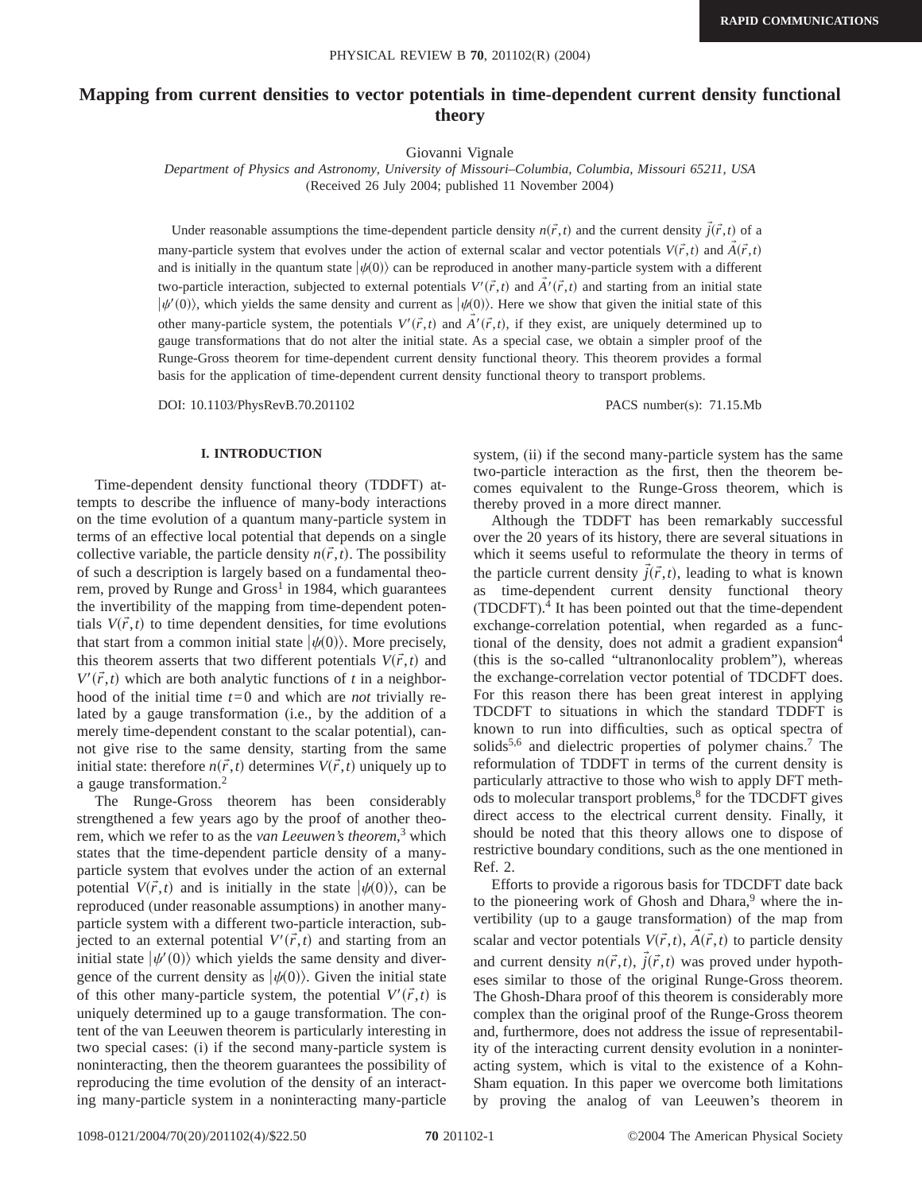# Mapping from current densities to vector potentials in time-dependent current density functional theory

Giovanni Vignale

*Department of Physics and Astronomy, University of Missouri–Columbia, Columbia, Missouri 65211, USA*

(Received 26 July 2004; published 11 November 2004)

Under reasonable assumptions the time-dependent particle density $n(\vec{r},t)$ and the current density $\vec{j}(\vec{r},t)$ of a many-particle system that evolves under the action of external scalar and vector potentials $V(\vec{r},t)$ and $\vec{A}(\vec{r},t)$ and is initially in the quantum state $|\psi(0)\rangle$ can be reproduced in another many-particle system with a different two-particle interaction, subjected to external potentials $V'(\vec{r},t)$ and $\vec{A}'(\vec{r},t)$ and starting from an initial state $|\psi'(0)\rangle$, which yields the same density and current as $|\psi(0)\rangle$. Here we show that given the initial state of this other many-particle system, the potentials $V'(\vec{r},t)$ and $\vec{A}'(\vec{r},t)$, if they exist, are uniquely determined up to gauge transformations that do not alter the initial state. As a special case, we obtain a simpler proof of the Runge-Gross theorem for time-dependent current density functional theory. This theorem provides a formal basis for the application of time-dependent current density functional theory to transport problems.

DOI: 10.1103/PhysRevB.70.201102 PACS number(s): 71.15.Mb

## I. INTRODUCTION

Time-dependent density functional theory (TDDFT) attempts to describe the influence of many-body interactions on the time evolution of a quantum many-particle system in terms of an effective local potential that depends on a single collective variable, the particle density $n(\vec{r},t)$. The possibility of such a description is largely based on a fundamental theorem, proved by Runge and Gross[1] in 1984, which guarantees the invertibility of the mapping from time-dependent potentials $V(\vec{r},t)$ to time dependent densities, for time evolutions that start from a common initial state $|\psi(0)\rangle$. More precisely, this theorem asserts that two different potentials $V(\vec{r},t)$ and $V'(\vec{r},t)$ which are both analytic functions of $t$ in a neighborhood of the initial time $t=0$ and which are *not* trivially related by a gauge transformation (i.e., by the addition of a merely time-dependent constant to the scalar potential), cannot give rise to the same density, starting from the same initial state: therefore $n(\vec{r},t)$ determines $V(\vec{r},t)$ uniquely up to a gauge transformation.[2]

The Runge-Gross theorem has been considerably strengthened a few years ago by the proof of another theorem, which we refer to as the *van Leeuwen's theorem*,[3] which states that the time-dependent particle density of a many-particle system that evolves under the action of an external potential $V(\vec{r},t)$ and is initially in the state $|\psi(0)\rangle$, can be reproduced (under reasonable assumptions) in another many-particle system with a different two-particle interaction, subjected to an external potential $V'(\vec{r},t)$ and starting from an initial state $|\psi'(0)\rangle$ which yields the same density and divergence of the current density as $|\psi(0)\rangle$. Given the initial state of this other many-particle system, the potential $V'(\vec{r},t)$ is uniquely determined up to a gauge transformation. The content of the van Leeuwen theorem is particularly interesting in two special cases: (i) if the second many-particle system is noninteracting, then the theorem guarantees the possibility of reproducing the time evolution of the density of an interacting many-particle system in a noninteracting many-particle system, (ii) if the second many-particle system has the same two-particle interaction as the first, then the theorem becomes equivalent to the Runge-Gross theorem, which is thereby proved in a more direct manner.

Although the TDDFT has been remarkably successful over the 20 years of its history, there are several situations in which it seems useful to reformulate the theory in terms of the particle current density $\vec{j}(\vec{r},t)$, leading to what is known as time-dependent current density functional theory (TDCDFT).[4] It has been pointed out that the time-dependent exchange-correlation potential, when regarded as a functional of the density, does not admit a gradient expansion[4] (this is the so-called "ultranonlocality problem"), whereas the exchange-correlation vector potential of TDCDFT does. For this reason there has been great interest in applying TDCDFT to situations in which the standard TDDFT is known to run into difficulties, such as optical spectra of solids[5,6] and dielectric properties of polymer chains.[7] The reformulation of TDDFT in terms of the current density is particularly attractive to those who wish to apply DFT methods to molecular transport problems,[8] for the TDCDFT gives direct access to the electrical current density. Finally, it should be noted that this theory allows one to dispose of restrictive boundary conditions, such as the one mentioned in Ref. 2.

Efforts to provide a rigorous basis for TDCDFT date back to the pioneering work of Ghosh and Dhara,[9] where the invertibility (up to a gauge transformation) of the map from scalar and vector potentials $V(\vec{r},t)$, $\vec{A}(\vec{r},t)$ to particle density and current density $n(\vec{r},t)$, $\vec{j}(\vec{r},t)$ was proved under hypotheses similar to those of the original Runge-Gross theorem. The Ghosh-Dhara proof of this theorem is considerably more complex than the original proof of the Runge-Gross theorem and, furthermore, does not address the issue of representability of the interacting current density evolution in a noninteracting system, which is vital to the existence of a Kohn-Sham equation. In this paper we overcome both limitations by proving the analog of van Leeuwen's theorem in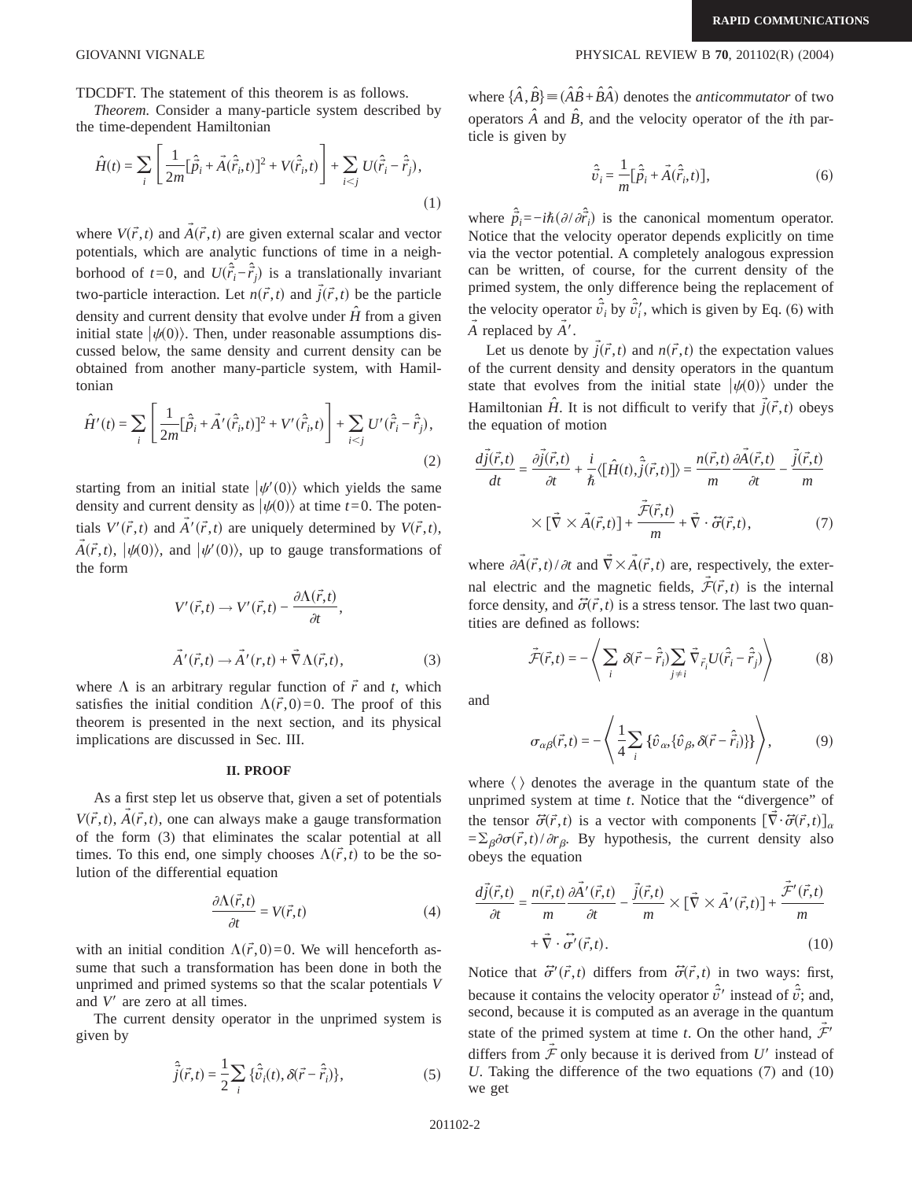TDCDFT. The statement of this theorem is as follows.

*Theorem.* Consider a many-particle system described by the time-dependent Hamiltonian

$$\hat{H}(t) = \sum_i \left[ \frac{1}{2m}[\hat{\vec{p}}_i + \vec{A}(\hat{\vec{r}}_i,t)]^2 + V(\hat{\vec{r}}_i,t) \right] + \sum_{i<j} U(\hat{\vec{r}}_i - \hat{\vec{r}}_j), \tag{1}$$

where $V(\vec{r},t)$ and $\vec{A}(\vec{r},t)$ are given external scalar and vector potentials, which are analytic functions of time in a neighborhood of $t=0$, and $U(\hat{\vec{r}}_i - \hat{\vec{r}}_j)$ is a translationally invariant two-particle interaction. Let $n(\vec{r},t)$ and $\vec{j}(\vec{r},t)$ be the particle density and current density that evolve under $\hat{H}$ from a given initial state $|\psi(0)\rangle$. Then, under reasonable assumptions discussed below, the same density and current density can be obtained from another many-particle system, with Hamiltonian

$$\hat{H}'(t) = \sum_i \left[ \frac{1}{2m}[\hat{\vec{p}}_i + \vec{A}'(\hat{\vec{r}}_i,t)]^2 + V'(\hat{\vec{r}}_i,t) \right] + \sum_{i<j} U'(\hat{\vec{r}}_i - \hat{\vec{r}}_j), \tag{2}$$

starting from an initial state $|\psi'(0)\rangle$ which yields the same density and current density as $|\psi(0)\rangle$ at time $t=0$. The potentials $V'(\vec{r},t)$ and $\vec{A}'(\vec{r},t)$ are uniquely determined by $V(\vec{r},t)$, $\vec{A}(\vec{r},t)$, $|\psi(0)\rangle$, and $|\psi'(0)\rangle$, up to gauge transformations of the form

$$V'(\vec{r},t) \to V'(\vec{r},t) - \frac{\partial \Lambda(\vec{r},t)}{\partial t},$$

$$\vec{A}'(\vec{r},t) \to \vec{A}'(r,t) + \vec{\nabla}\Lambda(\vec{r},t), \tag{3}$$

where $\Lambda$ is an arbitrary regular function of $\vec{r}$ and $t$, which satisfies the initial condition $\Lambda(\vec{r},0)=0$. The proof of this theorem is presented in the next section, and its physical implications are discussed in Sec. III.

## II. PROOF

As a first step let us observe that, given a set of potentials $V(\vec{r},t)$, $\vec{A}(\vec{r},t)$, one can always make a gauge transformation of the form (3) that eliminates the scalar potential at all times. To this end, one simply chooses $\Lambda(\vec{r},t)$ to be the solution of the differential equation

$$\frac{\partial \Lambda(\vec{r},t)}{\partial t} = V(\vec{r},t) \tag{4}$$

with an initial condition $\Lambda(\vec{r},0)=0$. We will henceforth assume that such a transformation has been done in both the unprimed and primed systems so that the scalar potentials $V$ and $V'$ are zero at all times.

The current density operator in the unprimed system is given by

$$\hat{\vec{j}}(\vec{r},t) = \frac{1}{2}\sum_i \{\hat{\vec{v}}_i(t), \delta(\vec{r} - \hat{\vec{r}}_i)\}, \tag{5}$$

where $\{\hat{A},\hat{B}\} \equiv (\hat{A}\hat{B} + \hat{B}\hat{A})$ denotes the *anticommutator* of two operators $\hat{A}$ and $\hat{B}$, and the velocity operator of the $i$th particle is given by

$$\hat{\vec{v}}_i = \frac{1}{m}[\hat{\vec{p}}_i + \vec{A}(\hat{\vec{r}}_i,t)], \tag{6}$$

where $\hat{\vec{p}}_i = -i\hbar(\partial/\partial\hat{\vec{r}}_i)$ is the canonical momentum operator. Notice that the velocity operator depends explicitly on time via the vector potential. A completely analogous expression can be written, of course, for the current density of the primed system, the only difference being the replacement of the velocity operator $\hat{\vec{v}}_i$ by $\hat{\vec{v}}_i'$, which is given by Eq. (6) with $\vec{A}$ replaced by $\vec{A}'$.

Let us denote by $\vec{j}(\vec{r},t)$ and $n(\vec{r},t)$ the expectation values of the current density and density operators in the quantum state that evolves from the initial state $|\psi(0)\rangle$ under the Hamiltonian $\hat{H}$. It is not difficult to verify that $\vec{j}(\vec{r},t)$ obeys the equation of motion

$$\frac{d\vec{j}(\vec{r},t)}{dt} = \frac{\partial \vec{j}(\vec{r},t)}{\partial t} + \frac{i}{\hbar}\langle[\hat{H}(t),\hat{\vec{j}}(\vec{r},t)]\rangle = \frac{n(\vec{r},t)}{m}\frac{\partial \vec{A}(\vec{r},t)}{\partial t} - \frac{\vec{j}(\vec{r},t)}{m} \times [\vec{\nabla} \times \vec{A}(\vec{r},t)] + \frac{\vec{\mathcal{F}}(\vec{r},t)}{m} + \vec{\nabla}\cdot\overleftrightarrow{\sigma}(\vec{r},t), \tag{7}$$

where $\partial\vec{A}(\vec{r},t)/\partial t$ and $\vec{\nabla}\times\vec{A}(\vec{r},t)$ are, respectively, the external electric and the magnetic fields, $\vec{\mathcal{F}}(\vec{r},t)$ is the internal force density, and $\overleftrightarrow{\sigma}(\vec{r},t)$ is a stress tensor. The last two quantities are defined as follows:

$$\vec{\mathcal{F}}(\vec{r},t) = -\left\langle \sum_i \delta(\vec{r} - \hat{\vec{r}}_i)\sum_{j\neq i}\vec{\nabla}_{\vec{r}_i}U(\hat{\vec{r}}_i - \hat{\vec{r}}_j) \right\rangle \tag{8}$$

and

$$\sigma_{\alpha\beta}(\vec{r},t) = -\left\langle \frac{1}{4}\sum_i \{\hat{v}_\alpha,\{\hat{v}_\beta,\delta(\vec{r} - \hat{\vec{r}}_i)\}\} \right\rangle, \tag{9}$$

where $\langle\,\rangle$ denotes the average in the quantum state of the unprimed system at time $t$. Notice that the "divergence" of the tensor $\overleftrightarrow{\sigma}(\vec{r},t)$ is a vector with components $[\vec{\nabla}\cdot\overleftrightarrow{\sigma}(\vec{r},t)]_\alpha = \sum_\beta \partial\sigma(\vec{r},t)/\partial r_\beta$. By hypothesis, the current density also obeys the equation

$$\frac{d\vec{j}(\vec{r},t)}{\partial t} = \frac{n(\vec{r},t)}{m}\frac{\partial \vec{A}'(\vec{r},t)}{\partial t} - \frac{\vec{j}(\vec{r},t)}{m} \times [\vec{\nabla} \times \vec{A}'(\vec{r},t)] + \frac{\vec{\mathcal{F}}'(\vec{r},t)}{m} + \vec{\nabla}\cdot\overleftrightarrow{\sigma}'(\vec{r},t). \tag{10}$$

Notice that $\overleftrightarrow{\sigma}'(\vec{r},t)$ differs from $\overleftrightarrow{\sigma}(\vec{r},t)$ in two ways: first, because it contains the velocity operator $\hat{\vec{v}}'$ instead of $\hat{\vec{v}}$; and, second, because it is computed as an average in the quantum state of the primed system at time $t$. On the other hand, $\vec{\mathcal{F}}'$ differs from $\vec{\mathcal{F}}$ only because it is derived from $U'$ instead of $U$. Taking the difference of the two equations (7) and (10) we get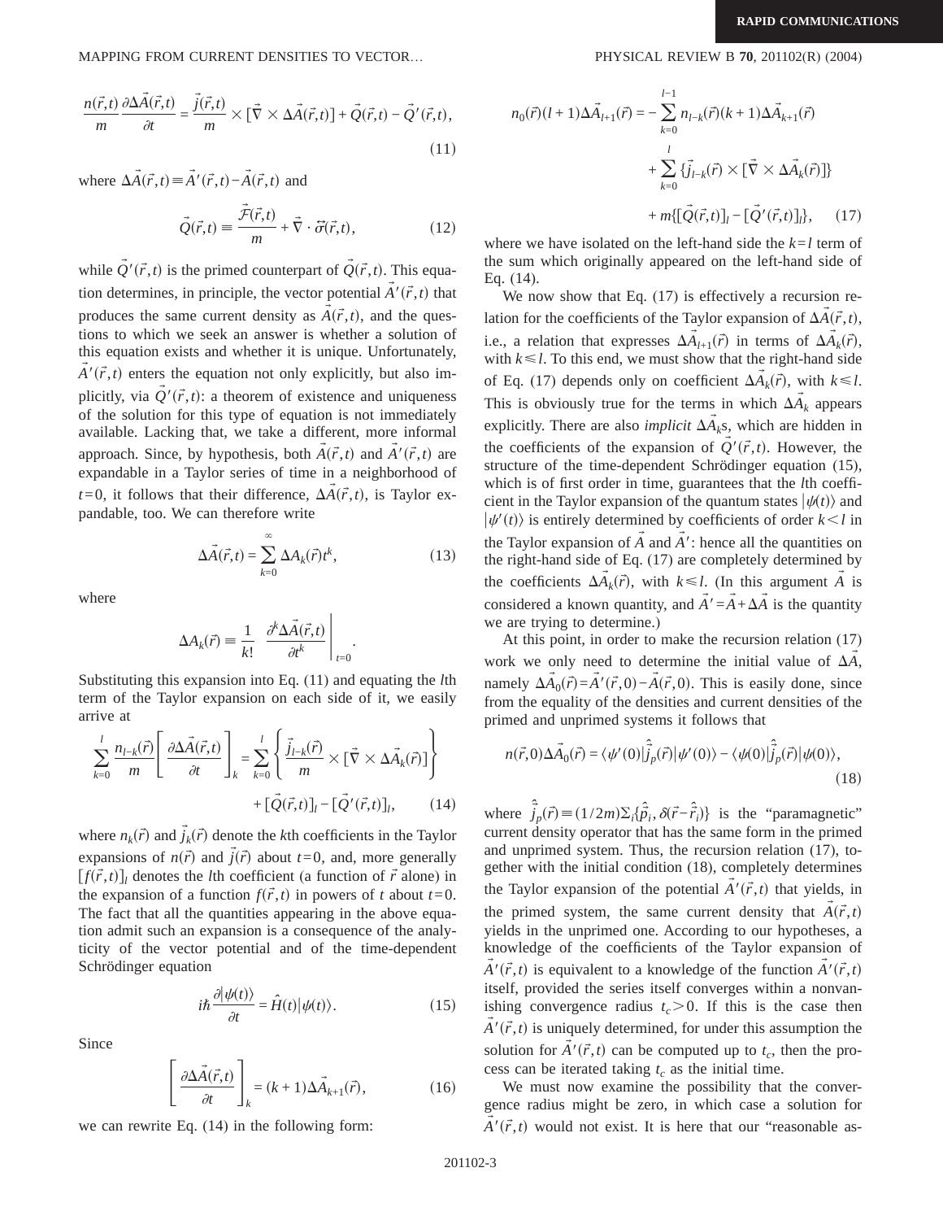$$\frac{n(\vec{r},t)}{m}\frac{\partial \Delta\vec{A}(\vec{r},t)}{\partial t} = \frac{\vec{j}(\vec{r},t)}{m} \times [\vec{\nabla} \times \Delta\vec{A}(\vec{r},t)] + \vec{Q}(\vec{r},t) - \vec{Q}'(\vec{r},t), \tag{11}$$

where $\Delta\vec{A}(\vec{r},t) \equiv \vec{A}'(\vec{r},t) - \vec{A}(\vec{r},t)$ and

$$\vec{Q}(\vec{r},t) \equiv \frac{\vec{\mathcal{F}}(\vec{r},t)}{m} + \vec{\nabla}\cdot\vec{\sigma}(\vec{r},t), \tag{12}$$

while $\vec{Q}'(\vec{r},t)$ is the primed counterpart of $\vec{Q}(\vec{r},t)$. This equation determines, in principle, the vector potential $\vec{A}'(\vec{r},t)$ that produces the same current density as $\vec{A}(\vec{r},t)$, and the questions to which we seek an answer is whether a solution of this equation exists and whether it is unique. Unfortunately, $\vec{A}'(\vec{r},t)$ enters the equation not only explicitly, but also implicitly, via $\vec{Q}'(\vec{r},t)$: a theorem of existence and uniqueness of the solution for this type of equation is not immediately available. Lacking that, we take a different, more informal approach. Since, by hypothesis, both $\vec{A}(\vec{r},t)$ and $\vec{A}'(\vec{r},t)$ are expandable in a Taylor series of time in a neighborhood of $t=0$, it follows that their difference, $\Delta\vec{A}(\vec{r},t)$, is Taylor expandable, too. We can therefore write

$$\Delta\vec{A}(\vec{r},t) = \sum_{k=0}^{\infty} \Delta A_k(\vec{r}) t^k, \tag{13}$$

where

$$\Delta A_k(\vec{r}) \equiv \frac{1}{k!} \left. \frac{\partial^k \Delta\vec{A}(\vec{r},t)}{\partial t^k} \right|_{t=0}.$$

Substituting this expansion into Eq. (11) and equating the $l$th term of the Taylor expansion on each side of it, we easily arrive at

$$\sum_{k=0}^{l} \frac{n_{l-k}(\vec{r})}{m}\left[\frac{\partial \Delta\vec{A}(\vec{r},t)}{\partial t}\right]_k = \sum_{k=0}^{l}\left\{\frac{\vec{j}_{l-k}(\vec{r})}{m} \times [\vec{\nabla}\times\Delta\vec{A}_k(\vec{r})]\right\} + [\vec{Q}(\vec{r},t)]_l - [\vec{Q}'(\vec{r},t)]_l, \tag{14}$$

where $n_k(\vec{r})$ and $\vec{j}_k(\vec{r})$ denote the $k$th coefficients in the Taylor expansions of $n(\vec{r})$ and $\vec{j}(\vec{r})$ about $t=0$, and, more generally $[f(\vec{r},t)]_l$ denotes the $l$th coefficient (a function of $\vec{r}$ alone) in the expansion of a function $f(\vec{r},t)$ in powers of $t$ about $t=0$. The fact that all the quantities appearing in the above equation admit such an expansion is a consequence of the analyticity of the vector potential and of the time-dependent Schrödinger equation

$$i\hbar\frac{\partial|\psi(t)\rangle}{\partial t} = \hat{H}(t)|\psi(t)\rangle. \tag{15}$$

Since

$$\left[\frac{\partial \Delta\vec{A}(\vec{r},t)}{\partial t}\right]_k = (k+1)\Delta\vec{A}_{k+1}(\vec{r}), \tag{16}$$

we can rewrite Eq. (14) in the following form:

$$n_0(\vec{r})(l+1)\Delta\vec{A}_{l+1}(\vec{r}) = -\sum_{k=0}^{l-1} n_{l-k}(\vec{r})(k+1)\Delta\vec{A}_{k+1}(\vec{r}) + \sum_{k=0}^{l}\{\vec{j}_{l-k}(\vec{r})\times[\vec{\nabla}\times\Delta\vec{A}_k(\vec{r})]\} + m\{[\vec{Q}(\vec{r},t)]_l - [\vec{Q}'(\vec{r},t)]_l\}, \tag{17}$$

where we have isolated on the left-hand side the $k=l$ term of the sum which originally appeared on the left-hand side of Eq. (14).

We now show that Eq. (17) is effectively a recursion relation for the coefficients of the Taylor expansion of $\Delta\vec{A}(\vec{r},t)$, i.e., a relation that expresses $\Delta\vec{A}_{l+1}(\vec{r})$ in terms of $\Delta\vec{A}_k(\vec{r})$, with $k \leq l$. To this end, we must show that the right-hand side of Eq. (17) depends only on coefficient $\Delta\vec{A}_k(\vec{r})$, with $k \leq l$. This is obviously true for the terms in which $\Delta\vec{A}_k$ appears explicitly. There are also *implicit* $\Delta\vec{A}_k$s, which are hidden in the coefficients of the expansion of $\vec{Q}'(\vec{r},t)$. However, the structure of the time-dependent Schrödinger equation (15), which is of first order in time, guarantees that the $l$th coefficient in the Taylor expansion of the quantum states $|\psi(t)\rangle$ and $|\psi'(t)\rangle$ is entirely determined by coefficients of order $k<l$ in the Taylor expansion of $\vec{A}$ and $\vec{A}'$: hence all the quantities on the right-hand side of Eq. (17) are completely determined by the coefficients $\Delta\vec{A}_k(\vec{r})$, with $k \leq l$. (In this argument $\vec{A}$ is considered a known quantity, and $\vec{A}'=\vec{A}+\Delta\vec{A}$ is the quantity we are trying to determine.)

At this point, in order to make the recursion relation (17) work we only need to determine the initial value of $\Delta\vec{A}$, namely $\Delta\vec{A}_0(\vec{r}) = \vec{A}'(\vec{r},0) - \vec{A}(\vec{r},0)$. This is easily done, since from the equality of the densities and current densities of the primed and unprimed systems it follows that

$$n(\vec{r},0)\Delta\vec{A}_0(\vec{r}) = \langle\psi'(0)|\hat{\vec{j}}_p(\vec{r})|\psi'(0)\rangle - \langle\psi(0)|\hat{\vec{j}}_p(\vec{r})|\psi(0)\rangle, \tag{18}$$

where $\hat{\vec{j}}_p(\vec{r}) \equiv (1/2m)\sum_i\{\hat{\vec{p}}_i, \delta(\vec{r}-\hat{\vec{r}}_i)\}$ is the "paramagnetic" current density operator that has the same form in the primed and unprimed system. Thus, the recursion relation (17), together with the initial condition (18), completely determines the Taylor expansion of the potential $\vec{A}'(\vec{r},t)$ that yields, in the primed system, the same current density that $\vec{A}(\vec{r},t)$ yields in the unprimed one. According to our hypotheses, a knowledge of the coefficients of the Taylor expansion of $\vec{A}'(\vec{r},t)$ is equivalent to a knowledge of the function $\vec{A}'(\vec{r},t)$ itself, provided the series itself converges within a nonvanishing convergence radius $t_c>0$. If this is the case then $\vec{A}'(\vec{r},t)$ is uniquely determined, for under this assumption the solution for $\vec{A}'(\vec{r},t)$ can be computed up to $t_c$, then the process can be iterated taking $t_c$ as the initial time.

We must now examine the possibility that the convergence radius might be zero, in which case a solution for $\vec{A}'(\vec{r},t)$ would not exist. It is here that our "reasonable as-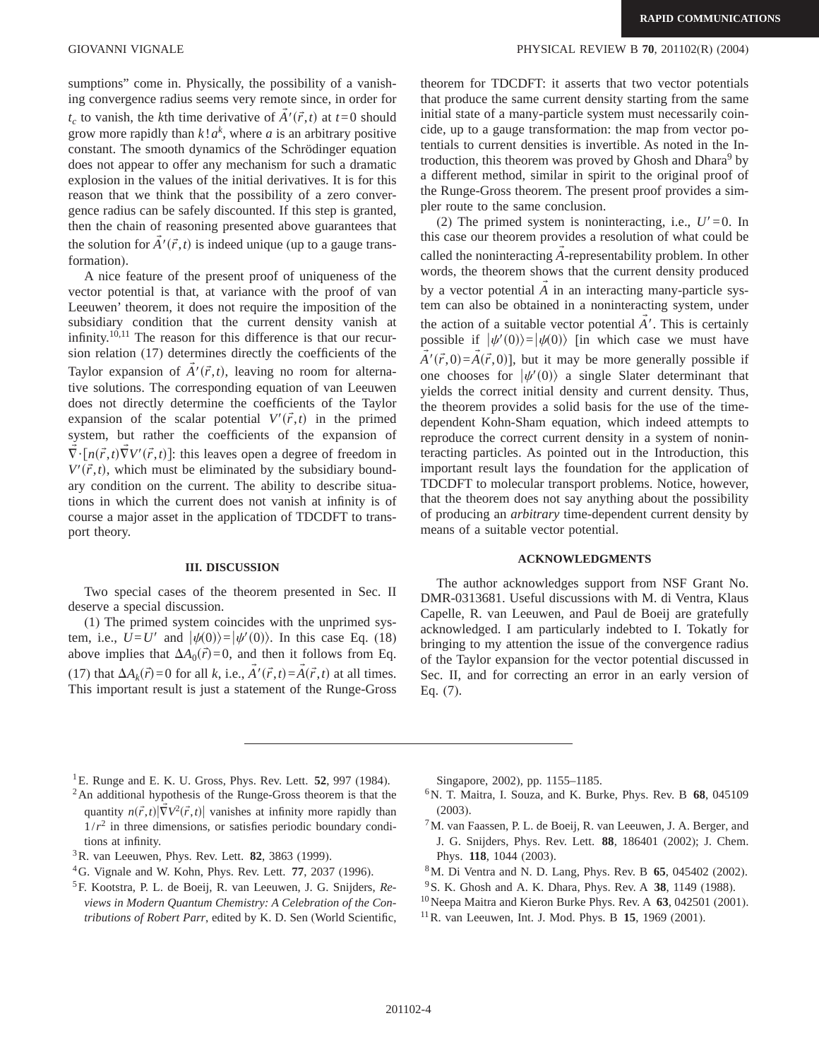sumptions" come in. Physically, the possibility of a vanishing convergence radius seems very remote since, in order for $t_c$ to vanish, the $k$th time derivative of $\vec{A}'(\vec{r},t)$ at $t=0$ should grow more rapidly than $k!a^k$, where $a$ is an arbitrary positive constant. The smooth dynamics of the Schrödinger equation does not appear to offer any mechanism for such a dramatic explosion in the values of the initial derivatives. It is for this reason that we think that the possibility of a zero convergence radius can be safely discounted. If this step is granted, then the chain of reasoning presented above guarantees that the solution for $\vec{A}'(\vec{r},t)$ is indeed unique (up to a gauge transformation).

A nice feature of the present proof of uniqueness of the vector potential is that, at variance with the proof of van Leeuwen' theorem, it does not require the imposition of the subsidiary condition that the current density vanish at infinity.[10,11] The reason for this difference is that our recursion relation (17) determines directly the coefficients of the Taylor expansion of $\vec{A}'(\vec{r},t)$, leaving no room for alternative solutions. The corresponding equation of van Leeuwen does not directly determine the coefficients of the Taylor expansion of the scalar potential $V'(\vec{r},t)$ in the primed system, but rather the coefficients of the expansion of $\vec{\nabla}\cdot[n(\vec{r},t)\vec{\nabla}V'(\vec{r},t)]$: this leaves open a degree of freedom in $V'(\vec{r},t)$, which must be eliminated by the subsidiary boundary condition on the current. The ability to describe situations in which the current does not vanish at infinity is of course a major asset in the application of TDCDFT to transport theory.

## III. DISCUSSION

Two special cases of the theorem presented in Sec. II deserve a special discussion.

(1) The primed system coincides with the unprimed system, i.e., $U=U'$ and $|\psi(0)\rangle=|\psi'(0)\rangle$. In this case Eq. (18) above implies that $\Delta A_0(\vec{r})=0$, and then it follows from Eq. (17) that $\Delta A_k(\vec{r})=0$ for all $k$, i.e., $\vec{A}'(\vec{r},t)=\vec{A}(\vec{r},t)$ at all times. This important result is just a statement of the Runge-Gross theorem for TDCDFT: it asserts that two vector potentials that produce the same current density starting from the same initial state of a many-particle system must necessarily coincide, up to a gauge transformation: the map from vector potentials to current densities is invertible. As noted in the Introduction, this theorem was proved by Ghosh and Dhara[9] by a different method, similar in spirit to the original proof of the Runge-Gross theorem. The present proof provides a simpler route to the same conclusion.

(2) The primed system is noninteracting, i.e., $U'=0$. In this case our theorem provides a resolution of what could be called the noninteracting $\vec{A}$-representability problem. In other words, the theorem shows that the current density produced by a vector potential $\vec{A}$ in an interacting many-particle system can also be obtained in a noninteracting system, under the action of a suitable vector potential $\vec{A}'$. This is certainly possible if $|\psi'(0)\rangle=|\psi(0)\rangle$ [in which case we must have $\vec{A}'(\vec{r},0)=\vec{A}(\vec{r},0)$], but it may be more generally possible if one chooses for $|\psi'(0)\rangle$ a single Slater determinant that yields the correct initial density and current density. Thus, the theorem provides a solid basis for the use of the time-dependent Kohn-Sham equation, which indeed attempts to reproduce the correct current density in a system of noninteracting particles. As pointed out in the Introduction, this important result lays the foundation for the application of TDCDFT to molecular transport problems. Notice, however, that the theorem does not say anything about the possibility of producing an *arbitrary* time-dependent current density by means of a suitable vector potential.

## ACKNOWLEDGMENTS

The author acknowledges support from NSF Grant No. DMR-0313681. Useful discussions with M. di Ventra, Klaus Capelle, R. van Leeuwen, and Paul de Boeij are gratefully acknowledged. I am particularly indebted to I. Tokatly for bringing to my attention the issue of the convergence radius of the Taylor expansion for the vector potential discussed in Sec. II, and for correcting an error in an early version of Eq. (7).

---

[1] E. Runge and E. K. U. Gross, Phys. Rev. Lett. **52**, 997 (1984).

[2] An additional hypothesis of the Runge-Gross theorem is that the quantity $n(\vec{r},t)|\vec{\nabla}V^2(\vec{r},t)|$ vanishes at infinity more rapidly than $1/r^2$ in three dimensions, or satisfies periodic boundary conditions at infinity.

[3] R. van Leeuwen, Phys. Rev. Lett. **82**, 3863 (1999).

[4] G. Vignale and W. Kohn, Phys. Rev. Lett. **77**, 2037 (1996).

[5] F. Kootstra, P. L. de Boeij, R. van Leeuwen, J. G. Snijders, *Reviews in Modern Quantum Chemistry: A Celebration of the Contributions of Robert Parr*, edited by K. D. Sen (World Scientific, Singapore, 2002), pp. 1155–1185.

[6] N. T. Maitra, I. Souza, and K. Burke, Phys. Rev. B **68**, 045109 (2003).

[7] M. van Faassen, P. L. de Boeij, R. van Leeuwen, J. A. Berger, and J. G. Snijders, Phys. Rev. Lett. **88**, 186401 (2002); J. Chem. Phys. **118**, 1044 (2003).

[8] M. Di Ventra and N. D. Lang, Phys. Rev. B **65**, 045402 (2002).

[9] S. K. Ghosh and A. K. Dhara, Phys. Rev. A **38**, 1149 (1988).

[10] Neepa Maitra and Kieron Burke Phys. Rev. A **63**, 042501 (2001).

[11] R. van Leeuwen, Int. J. Mod. Phys. B **15**, 1969 (2001).